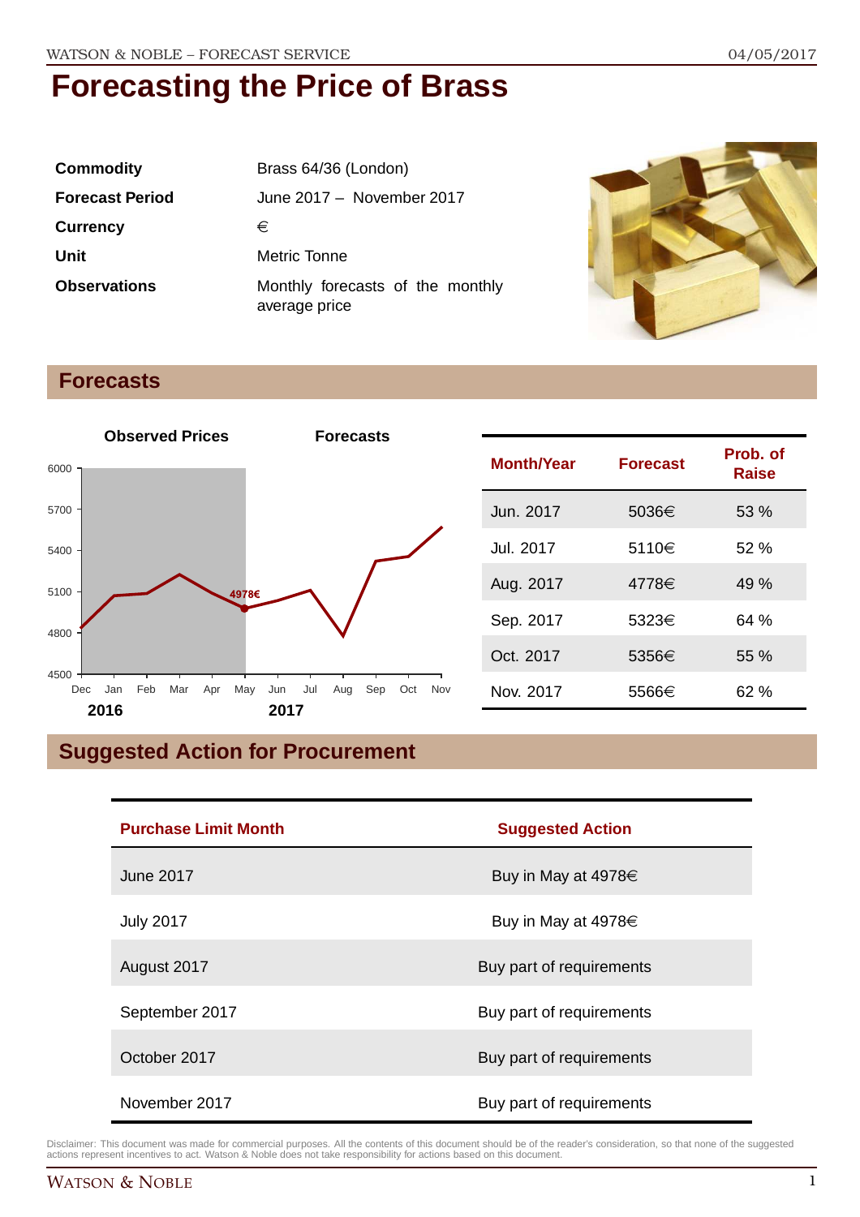# Forecasting the Price of Brass

| | |
|---|---|
| **Commodity** | Brass 64/36 (London) |
| **Forecast Period** | June 2017 – November 2017 |
| **Currency** | € |
| **Unit** | Metric Tonne |
| **Observations** | Monthly forecasts of the monthly average price |

## Forecasts

| Month/Year | Forecast | Prob. of Raise |
|---|---|---|
| Jun. 2017 | 5036€ | 53 % |
| Jul. 2017 | 5110€ | 52 % |
| Aug. 2017 | 4778€ | 49 % |
| Sep. 2017 | 5323€ | 64 % |
| Oct. 2017 | 5356€ | 55 % |
| Nov. 2017 | 5566€ | 62 % |

## Suggested Action for Procurement

| Purchase Limit Month | Suggested Action |
|---|---|
| June 2017 | Buy in May at 4978€ |
| July 2017 | Buy in May at 4978€ |
| August 2017 | Buy part of requirements |
| September 2017 | Buy part of requirements |
| October 2017 | Buy part of requirements |
| November 2017 | Buy part of requirements |

Disclaimer: This document was made for commercial purposes. All the contents of this document should be of the reader's consideration, so that none of the suggested actions represent incentives to act. Watson & Noble does not take responsibility for actions based on this document.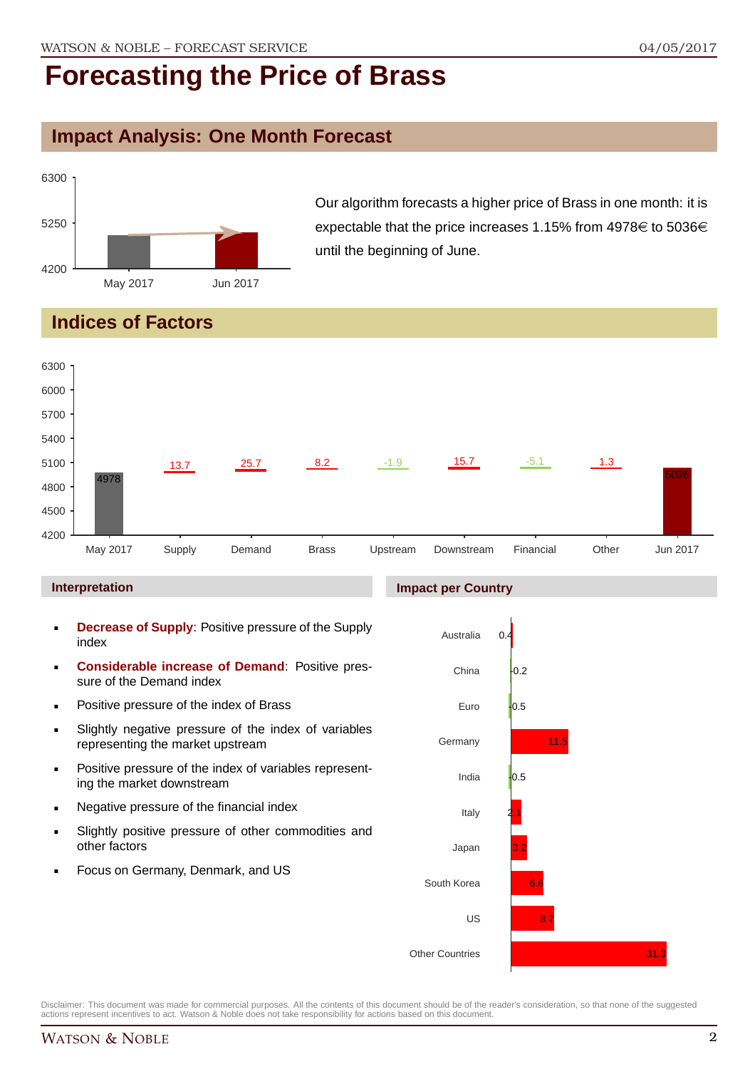# Forecasting the Price of Brass

## Impact Analysis: One Month Forecast

Our algorithm forecasts a higher price of Brass in one month: it is expectable that the price increases 1.15% from 4978€ to 5036€ until the beginning of June.

## Indices of Factors

| | May 2017 | Supply | Demand | Brass | Upstream | Downstream | Financial | Other | Jun 2017 |
|---|---|---|---|---|---|---|---|---|---|
| Value | 4978 | 13.7 | 25.7 | 8.2 | -1.9 | 15.7 | -5.1 | 1.3 | 5036 |

### Interpretation

- **Decrease of Supply**: Positive pressure of the Supply index
- **Considerable increase of Demand**: Positive pressure of the Demand index
- Positive pressure of the index of Brass
- Slightly negative pressure of the index of variables representing the market upstream
- Positive pressure of the index of variables representing the market downstream
- Negative pressure of the financial index
- Slightly positive pressure of other commodities and other factors
- Focus on Germany, Denmark, and US

### Impact per Country

| Country | Impact |
|---|---|
| Australia | 0.4 |
| China | -0.2 |
| Euro | -0.5 |
| Germany | 11.5 |
| India | -0.5 |
| Italy | 2.1 |
| Japan | 3.2 |
| South Korea | 6.6 |
| US | 8.7 |
| Other Countries | 31.3 |

Disclaimer: This document was made for commercial purposes. All the contents of this document should be of the reader's consideration, so that none of the suggested actions represent incentives to act. Watson & Noble does not take responsibility for actions based on this document.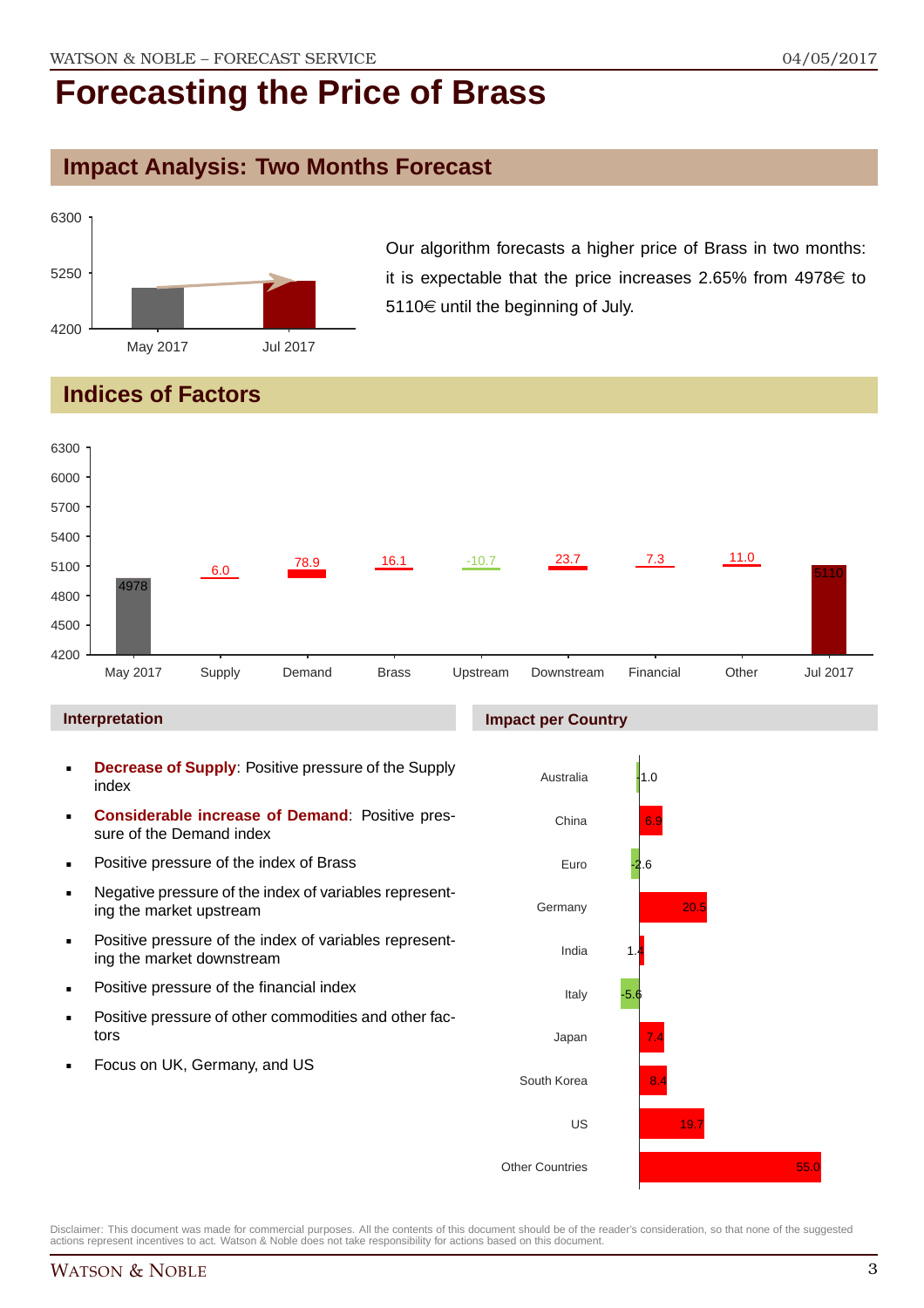# Forecasting the Price of Brass

## Impact Analysis: Two Months Forecast

Our algorithm forecasts a higher price of Brass in two months: it is expectable that the price increases 2.65% from 4978€ to 5110€ until the beginning of July.

## Indices of Factors

| | May 2017 | Supply | Demand | Brass | Upstream | Downstream | Financial | Other | Jul 2017 |
|---|---|---|---|---|---|---|---|---|---|
| Value | 4978 | 6.0 | 78.9 | 16.1 | -10.7 | 23.7 | 7.3 | 11.0 | 5110 |

### Interpretation

- **Decrease of Supply**: Positive pressure of the Supply index
- **Considerable increase of Demand**: Positive pressure of the Demand index
- Positive pressure of the index of Brass
- Negative pressure of the index of variables representing the market upstream
- Positive pressure of the index of variables representing the market downstream
- Positive pressure of the financial index
- Positive pressure of other commodities and other factors
- Focus on UK, Germany, and US

### Impact per Country

| Country | Impact |
|---|---|
| Australia | -1.0 |
| China | 6.9 |
| Euro | -2.6 |
| Germany | 20.5 |
| India | 1.4 |
| Italy | -5.6 |
| Japan | 7.4 |
| South Korea | 8.4 |
| US | 19.7 |
| Other Countries | 55.0 |

Disclaimer: This document was made for commercial purposes. All the contents of this document should be of the reader's consideration, so that none of the suggested actions represent incentives to act. Watson & Noble does not take responsibility for actions based on this document.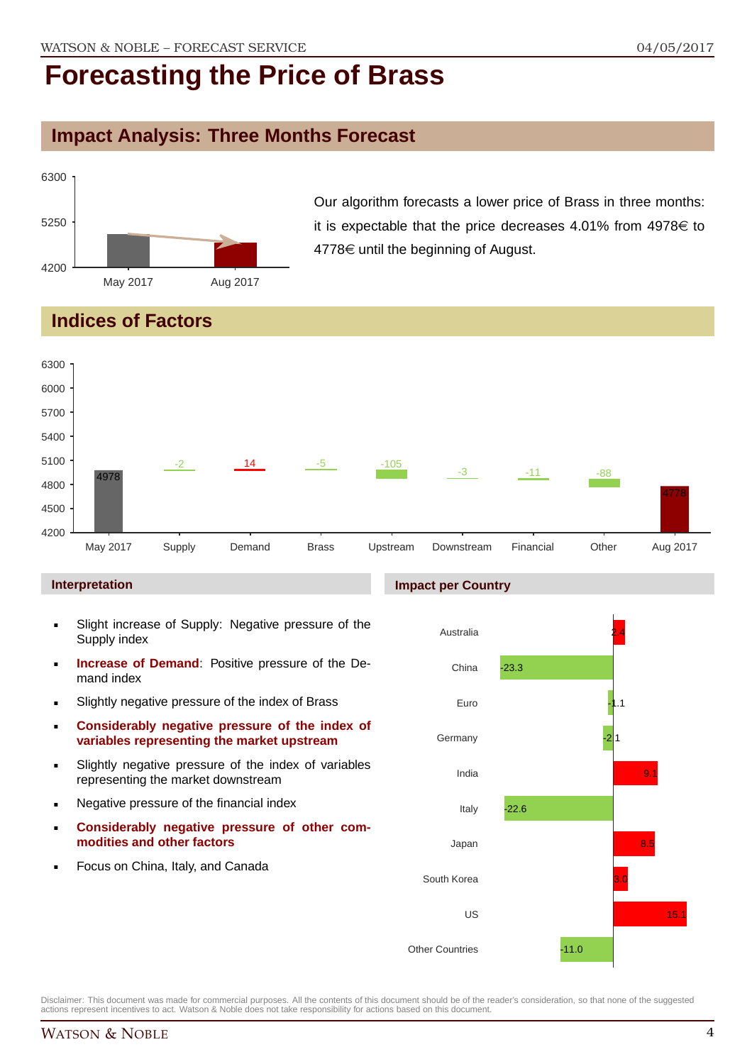# Forecasting the Price of Brass

## Impact Analysis: Three Months Forecast

Our algorithm forecasts a lower price of Brass in three months: it is expectable that the price decreases 4.01% from 4978€ to 4778€ until the beginning of August.

## Indices of Factors

| | May 2017 | Supply | Demand | Brass | Upstream | Downstream | Financial | Other | Aug 2017 |
|---|---|---|---|---|---|---|---|---|---|
| Value | 4978 | -2 | 14 | -5 | -105 | -3 | -11 | -88 | 4778 |

### Interpretation

- Slight increase of Supply: Negative pressure of the Supply index
- **Increase of Demand**: Positive pressure of the Demand index
- Slightly negative pressure of the index of Brass
- **Considerably negative pressure of the index of variables representing the market upstream**
- Slightly negative pressure of the index of variables representing the market downstream
- Negative pressure of the financial index
- **Considerably negative pressure of other commodities and other factors**
- Focus on China, Italy, and Canada

### Impact per Country

| Country | Impact |
|---|---|
| Australia | 2.4 |
| China | -23.3 |
| Euro | -1.1 |
| Germany | -2.1 |
| India | 9.1 |
| Italy | -22.6 |
| Japan | 8.5 |
| South Korea | 3.0 |
| US | 15.1 |
| Other Countries | -11.0 |

Disclaimer: This document was made for commercial purposes. All the contents of this document should be of the reader's consideration, so that none of the suggested actions represent incentives to act. Watson & Noble does not take responsibility for actions based on this document.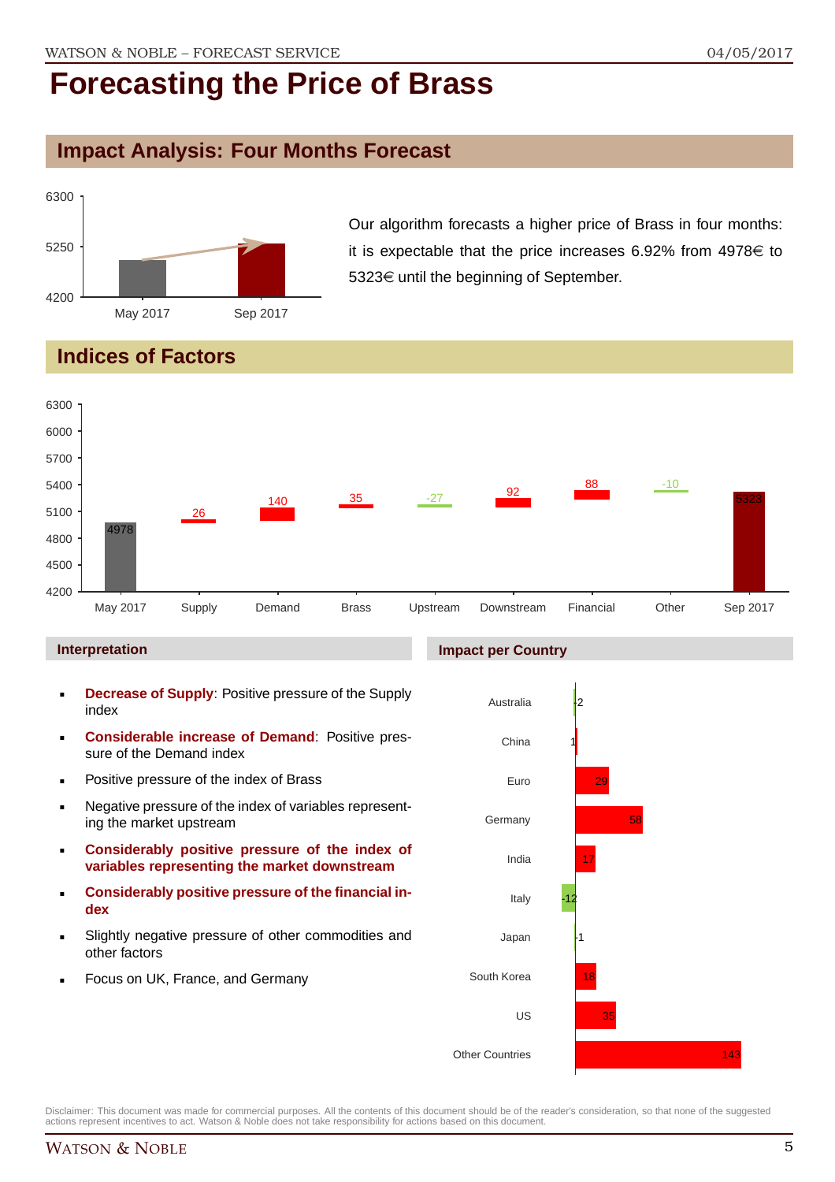# Forecasting the Price of Brass

## Impact Analysis: Four Months Forecast

Our algorithm forecasts a higher price of Brass in four months: it is expectable that the price increases 6.92% from 4978€ to 5323€ until the beginning of September.

## Indices of Factors

| | May 2017 | Supply | Demand | Brass | Upstream | Downstream | Financial | Other | Sep 2017 |
|---|---|---|---|---|---|---|---|---|---|
| Value | 4978 | 26 | 140 | 35 | -27 | 92 | 88 | -10 | 5323 |

### Interpretation

- **Decrease of Supply**: Positive pressure of the Supply index
- **Considerable increase of Demand**: Positive pressure of the Demand index
- Positive pressure of the index of Brass
- Negative pressure of the index of variables representing the market upstream
- **Considerably positive pressure of the index of variables representing the market downstream**
- **Considerably positive pressure of the financial index**
- Slightly negative pressure of other commodities and other factors
- Focus on UK, France, and Germany

### Impact per Country

| Country | Impact |
|---|---|
| Australia | -2 |
| China | 1 |
| Euro | 29 |
| Germany | 58 |
| India | 17 |
| Italy | -12 |
| Japan | -1 |
| South Korea | 18 |
| US | 35 |
| Other Countries | 143 |

Disclaimer: This document was made for commercial purposes. All the contents of this document should be of the reader's consideration, so that none of the suggested actions represent incentives to act. Watson & Noble does not take responsibility for actions based on this document.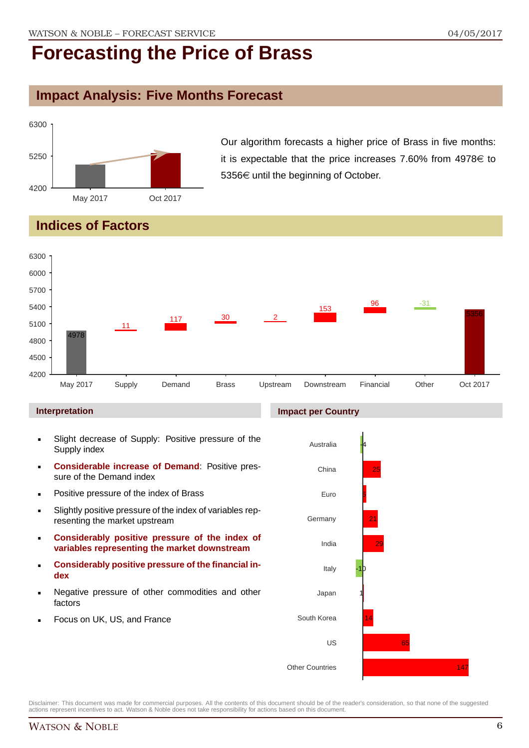# Forecasting the Price of Brass

## Impact Analysis: Five Months Forecast

| | Price |
|---|---|
| May 2017 | 4978 |
| Oct 2017 | 5356 |

Our algorithm forecasts a higher price of Brass in five months: it is expectable that the price increases 7.60% from 4978€ to 5356€ until the beginning of October.

## Indices of Factors

| | Value |
|---|---|
| May 2017 | 4978 |
| Supply | 11 |
| Demand | 117 |
| Brass | 30 |
| Upstream | 2 |
| Downstream | 153 |
| Financial | 96 |
| Other | -31 |
| Oct 2017 | 5356 |

### Interpretation

- Slight decrease of Supply: Positive pressure of the Supply index
- **Considerable increase of Demand**: Positive pressure of the Demand index
- Positive pressure of the index of Brass
- Slightly positive pressure of the index of variables representing the market upstream
- **Considerably positive pressure of the index of variables representing the market downstream**
- **Considerably positive pressure of the financial index**
- Negative pressure of other commodities and other factors
- Focus on UK, US, and France

### Impact per Country

| Country | Impact |
|---|---|
| Australia | -4 |
| China | 25 |
| Euro | 5 |
| Germany | 21 |
| India | 29 |
| Italy | -10 |
| Japan | 1 |
| South Korea | 14 |
| US | 65 |
| Other Countries | 147 |

Disclaimer: This document was made for commercial purposes. All the contents of this document should be of the reader's consideration, so that none of the suggested actions represent incentives to act. Watson & Noble does not take responsibility for actions based on this document.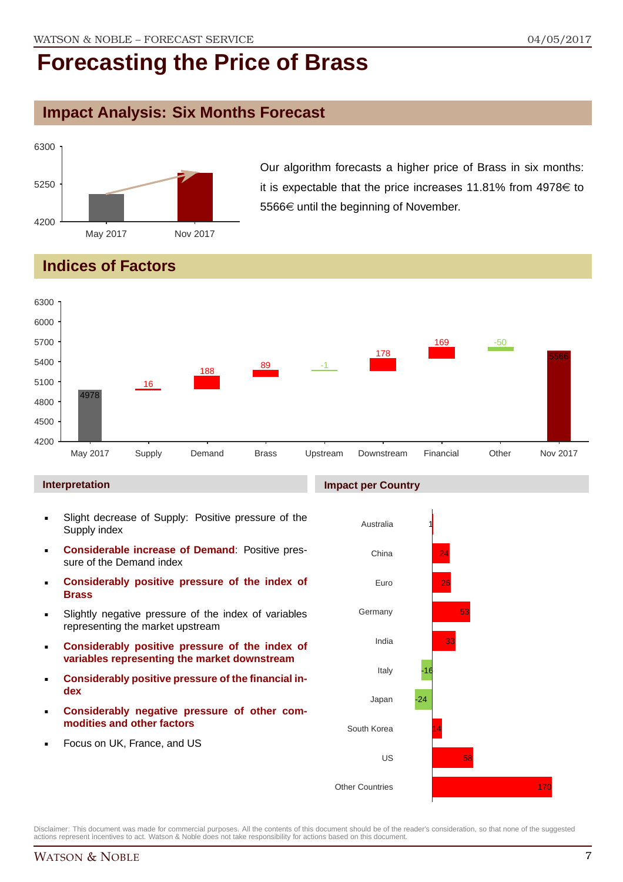# Forecasting the Price of Brass

## Impact Analysis: Six Months Forecast

Our algorithm forecasts a higher price of Brass in six months: it is expectable that the price increases 11.81% from 4978€ to 5566€ until the beginning of November.

## Indices of Factors

| | May 2017 | Supply | Demand | Brass | Upstream | Downstream | Financial | Other | Nov 2017 |
|---|---|---|---|---|---|---|---|---|---|
| Value | 4978 | 16 | 188 | 89 | -1 | 178 | 169 | -50 | 5566 |

### Interpretation

- Slight decrease of Supply: Positive pressure of the Supply index
- **Considerable increase of Demand**: Positive pressure of the Demand index
- **Considerably positive pressure of the index of Brass**
- Slightly negative pressure of the index of variables representing the market upstream
- **Considerably positive pressure of the index of variables representing the market downstream**
- **Considerably positive pressure of the financial index**
- **Considerably negative pressure of other commodities and other factors**
- Focus on UK, France, and US

### Impact per Country

| Country | Impact |
|---|---|
| Australia | 1 |
| China | 24 |
| Euro | 26 |
| Germany | 53 |
| India | 33 |
| Italy | -16 |
| Japan | -24 |
| South Korea | 14 |
| US | 58 |
| Other Countries | 170 |

Disclaimer: This document was made for commercial purposes. All the contents of this document should be of the reader's consideration, so that none of the suggested actions represent incentives to act. Watson & Noble does not take responsibility for actions based on this document.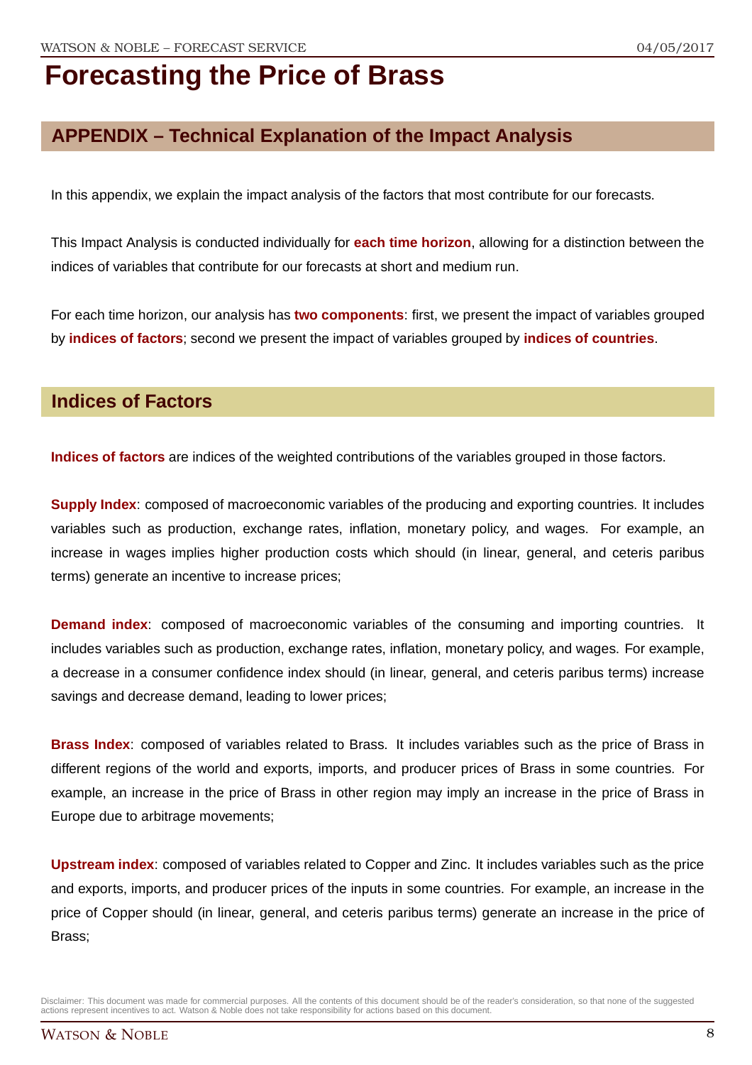# Forecasting the Price of Brass

## APPENDIX – Technical Explanation of the Impact Analysis

In this appendix, we explain the impact analysis of the factors that most contribute for our forecasts.

This Impact Analysis is conducted individually for **each time horizon**, allowing for a distinction between the indices of variables that contribute for our forecasts at short and medium run.

For each time horizon, our analysis has **two components**: first, we present the impact of variables grouped by **indices of factors**; second we present the impact of variables grouped by **indices of countries**.

## Indices of Factors

**Indices of factors** are indices of the weighted contributions of the variables grouped in those factors.

**Supply Index**: composed of macroeconomic variables of the producing and exporting countries. It includes variables such as production, exchange rates, inflation, monetary policy, and wages. For example, an increase in wages implies higher production costs which should (in linear, general, and ceteris paribus terms) generate an incentive to increase prices;

**Demand index**: composed of macroeconomic variables of the consuming and importing countries. It includes variables such as production, exchange rates, inflation, monetary policy, and wages. For example, a decrease in a consumer confidence index should (in linear, general, and ceteris paribus terms) increase savings and decrease demand, leading to lower prices;

**Brass Index**: composed of variables related to Brass. It includes variables such as the price of Brass in different regions of the world and exports, imports, and producer prices of Brass in some countries. For example, an increase in the price of Brass in other region may imply an increase in the price of Brass in Europe due to arbitrage movements;

**Upstream index**: composed of variables related to Copper and Zinc. It includes variables such as the price and exports, imports, and producer prices of the inputs in some countries. For example, an increase in the price of Copper should (in linear, general, and ceteris paribus terms) generate an increase in the price of Brass;

Disclaimer: This document was made for commercial purposes. All the contents of this document should be of the reader's consideration, so that none of the suggested actions represent incentives to act. Watson & Noble does not take responsibility for actions based on this document.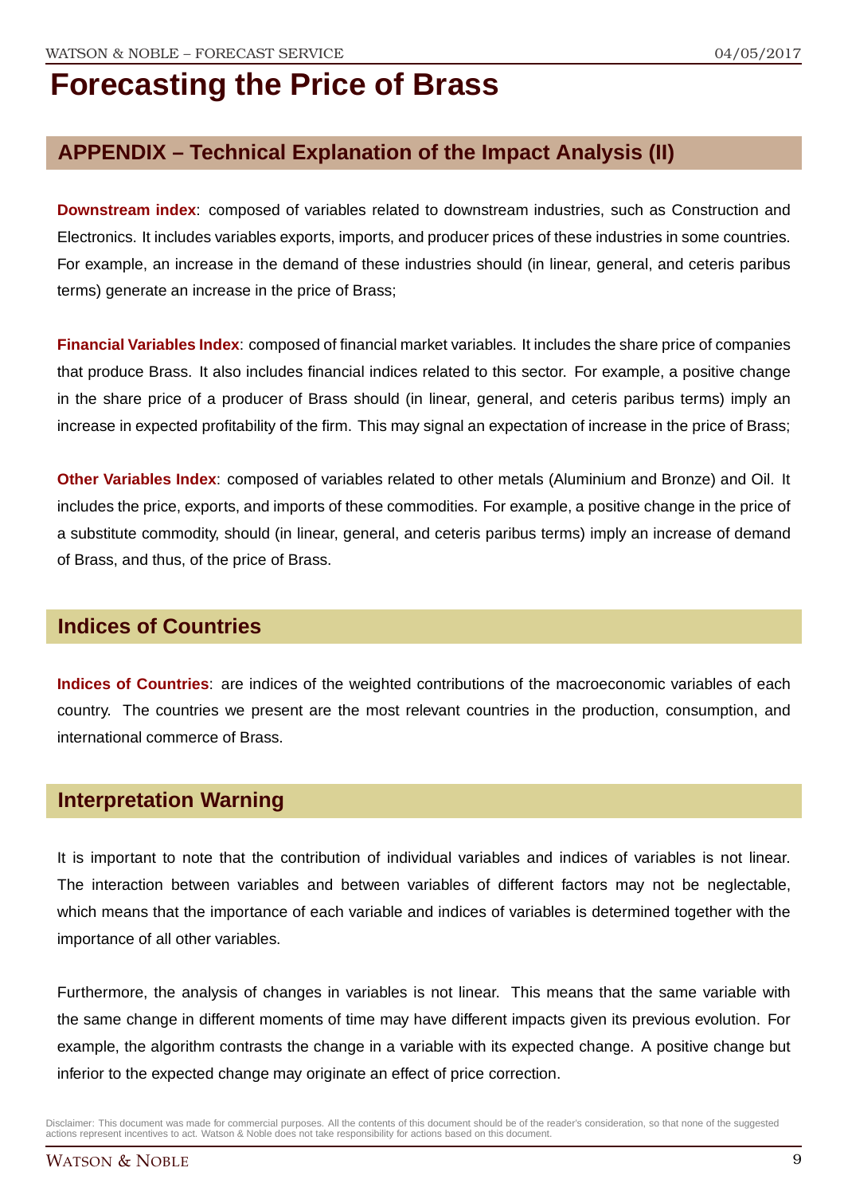# Forecasting the Price of Brass

## APPENDIX – Technical Explanation of the Impact Analysis (II)

**Downstream index**: composed of variables related to downstream industries, such as Construction and Electronics. It includes variables exports, imports, and producer prices of these industries in some countries. For example, an increase in the demand of these industries should (in linear, general, and ceteris paribus terms) generate an increase in the price of Brass;

**Financial Variables Index**: composed of financial market variables. It includes the share price of companies that produce Brass. It also includes financial indices related to this sector. For example, a positive change in the share price of a producer of Brass should (in linear, general, and ceteris paribus terms) imply an increase in expected profitability of the firm. This may signal an expectation of increase in the price of Brass;

**Other Variables Index**: composed of variables related to other metals (Aluminium and Bronze) and Oil. It includes the price, exports, and imports of these commodities. For example, a positive change in the price of a substitute commodity, should (in linear, general, and ceteris paribus terms) imply an increase of demand of Brass, and thus, of the price of Brass.

## Indices of Countries

**Indices of Countries**: are indices of the weighted contributions of the macroeconomic variables of each country. The countries we present are the most relevant countries in the production, consumption, and international commerce of Brass.

## Interpretation Warning

It is important to note that the contribution of individual variables and indices of variables is not linear. The interaction between variables and between variables of different factors may not be neglectable, which means that the importance of each variable and indices of variables is determined together with the importance of all other variables.

Furthermore, the analysis of changes in variables is not linear. This means that the same variable with the same change in different moments of time may have different impacts given its previous evolution. For example, the algorithm contrasts the change in a variable with its expected change. A positive change but inferior to the expected change may originate an effect of price correction.

Disclaimer: This document was made for commercial purposes. All the contents of this document should be of the reader's consideration, so that none of the suggested actions represent incentives to act. Watson & Noble does not take responsibility for actions based on this document.